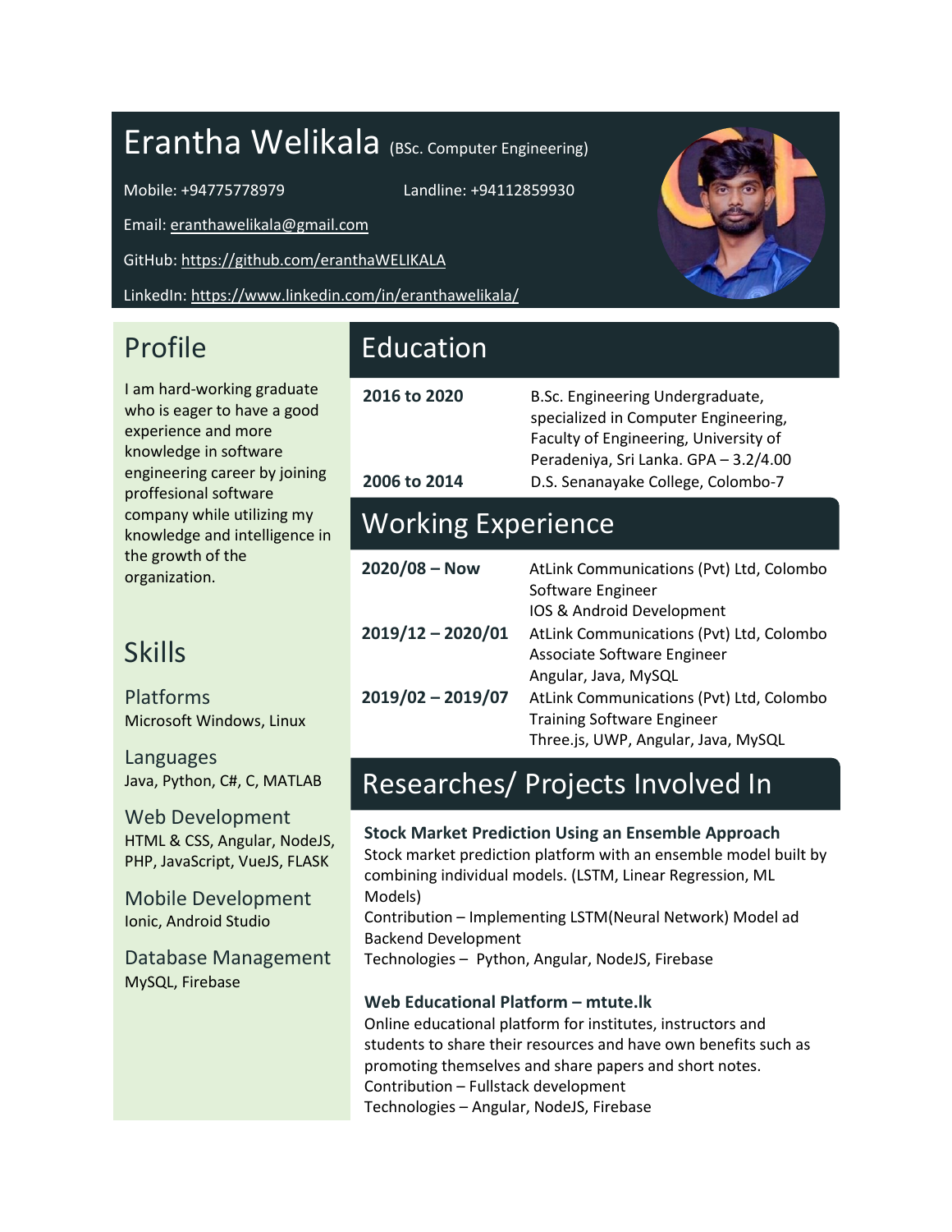# Erantha Welikala (BSc. Computer Engineering)

Mobile: +94775778979 Landline: +94112859930

Email: eranthawelikala@gmail.com

GitHub: https://github.com/eranthaWELIKALA

LinkedIn: https://www.linkedin.com/in/eranthawelikala/

## Profile

I am hard-working graduate who is eager to have a good experience and more knowledge in software engineering career by joining proffesional software company while utilizing my knowledge and intelligence in the growth of the organization.

## Skills

### Platforms
Microsoft Windows, Linux

### Languages
Java, Python, C#, C, MATLAB

### Web Development
HTML & CSS, Angular, NodeJS, PHP, JavaScript, VueJS, FLASK

### Mobile Development
Ionic, Android Studio

### Database Management
MySQL, Firebase

## Education

| | |
|---|---|
| **2016 to 2020** | B.Sc. Engineering Undergraduate, specialized in Computer Engineering, Faculty of Engineering, University of Peradeniya, Sri Lanka. GPA – 3.2/4.00 |
| **2006 to 2014** | D.S. Senanayake College, Colombo-7 |

## Working Experience

| | |
|---|---|
| **2020/08 – Now** | AtLink Communications (Pvt) Ltd, Colombo<br>Software Engineer<br>IOS & Android Development |
| **2019/12 – 2020/01** | AtLink Communications (Pvt) Ltd, Colombo<br>Associate Software Engineer<br>Angular, Java, MySQL |
| **2019/02 – 2019/07** | AtLink Communications (Pvt) Ltd, Colombo<br>Training Software Engineer<br>Three.js, UWP, Angular, Java, MySQL |

## Researches/ Projects Involved In

**Stock Market Prediction Using an Ensemble Approach**
Stock market prediction platform with an ensemble model built by combining individual models. (LSTM, Linear Regression, ML Models)
Contribution – Implementing LSTM(Neural Network) Model ad Backend Development
Technologies – Python, Angular, NodeJS, Firebase

**Web Educational Platform – mtute.lk**
Online educational platform for institutes, instructors and students to share their resources and have own benefits such as promoting themselves and share papers and short notes.
Contribution – Fullstack development
Technologies – Angular, NodeJS, Firebase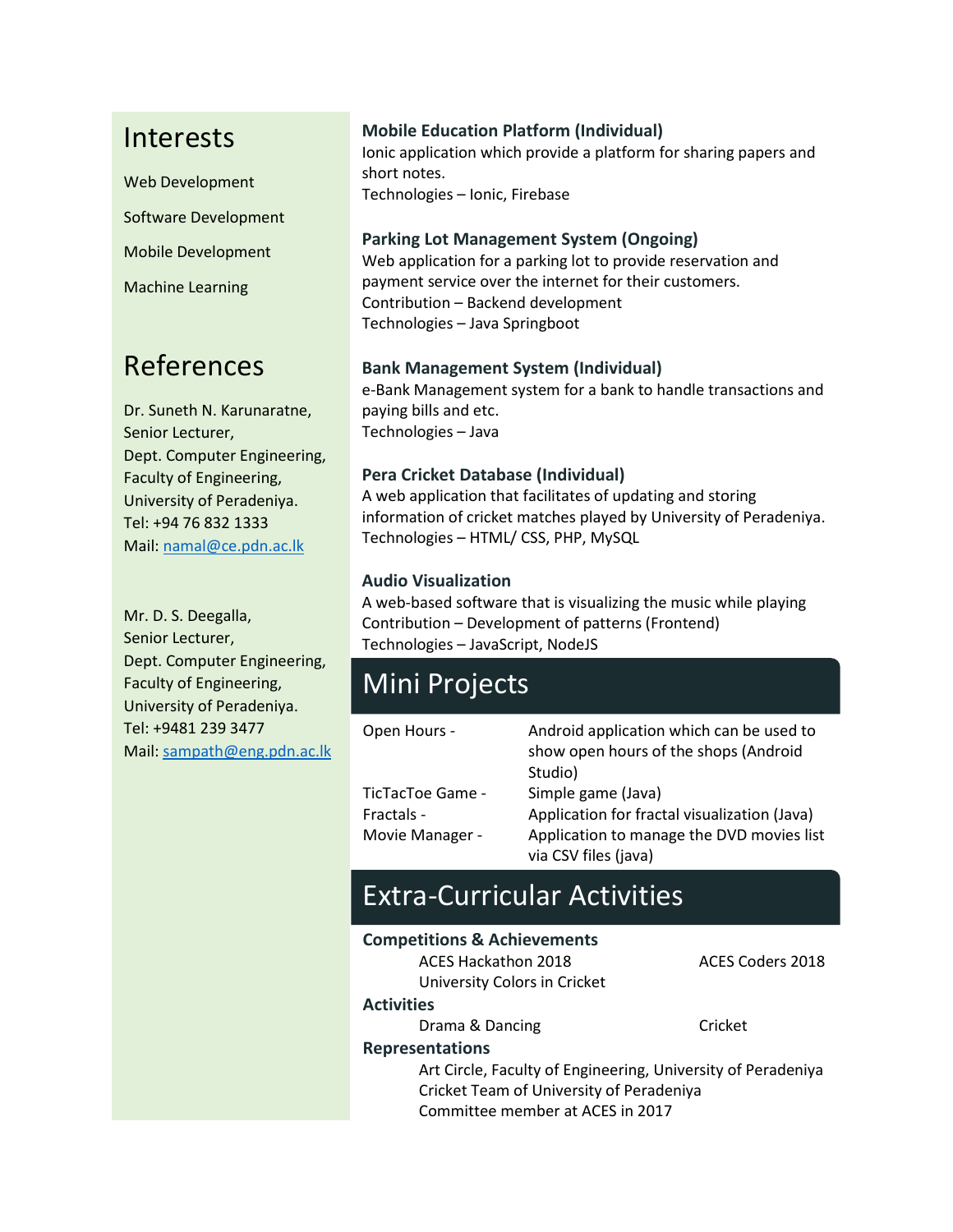## Interests

Web Development

Software Development

Mobile Development

Machine Learning

## References

Dr. Suneth N. Karunaratne,
Senior Lecturer,
Dept. Computer Engineering,
Faculty of Engineering,
University of Peradeniya.
Tel: +94 76 832 1333
Mail: namal@ce.pdn.ac.lk

Mr. D. S. Deegalla,
Senior Lecturer,
Dept. Computer Engineering,
Faculty of Engineering,
University of Peradeniya.
Tel: +9481 239 3477
Mail: sampath@eng.pdn.ac.lk

### Mobile Education Platform (Individual)

Ionic application which provide a platform for sharing papers and short notes.
Technologies – Ionic, Firebase

### Parking Lot Management System (Ongoing)

Web application for a parking lot to provide reservation and payment service over the internet for their customers.
Contribution – Backend development
Technologies – Java Springboot

### Bank Management System (Individual)

e-Bank Management system for a bank to handle transactions and paying bills and etc.
Technologies – Java

### Pera Cricket Database (Individual)

A web application that facilitates of updating and storing information of cricket matches played by University of Peradeniya.
Technologies – HTML/ CSS, PHP, MySQL

### Audio Visualization

A web-based software that is visualizing the music while playing
Contribution – Development of patterns (Frontend)
Technologies – JavaScript, NodeJS

## Mini Projects

| | |
|---|---|
| Open Hours - | Android application which can be used to show open hours of the shops (Android Studio) |
| TicTacToe Game - | Simple game (Java) |
| Fractals - | Application for fractal visualization (Java) |
| Movie Manager - | Application to manage the DVD movies list via CSV files (java) |

## Extra-Curricular Activities

### Competitions & Achievements

- ACES Hackathon 2018
- ACES Coders 2018
- University Colors in Cricket

### Activities

- Drama & Dancing
- Cricket

### Representations

- Art Circle, Faculty of Engineering, University of Peradeniya
- Cricket Team of University of Peradeniya
- Committee member at ACES in 2017